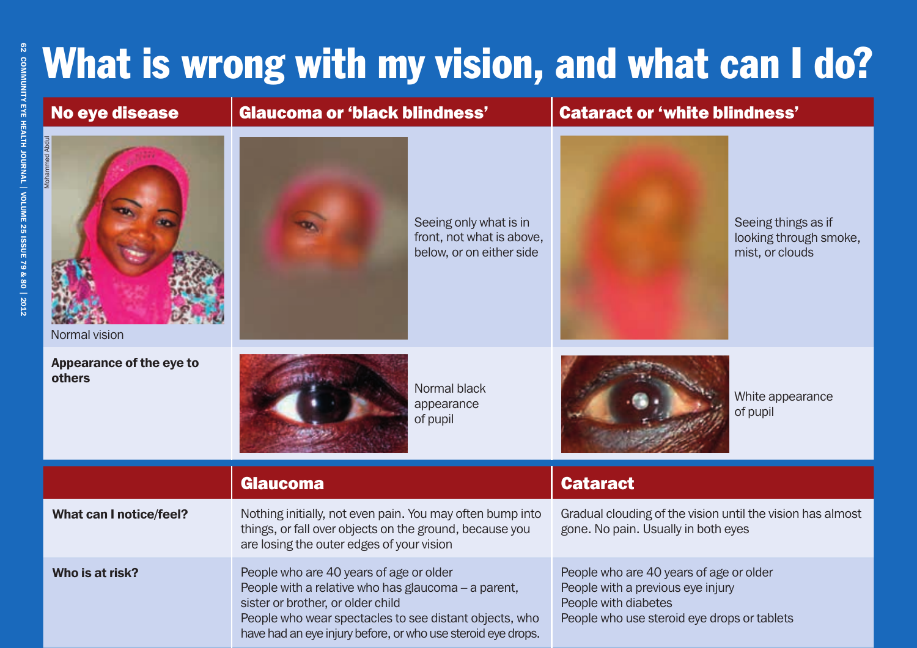# What is wrong with my vision, and what can I do?

| No eye disease | Glaucoma or 'black blindness' | Cataract or 'white blindness' |
|---|---|---|
| Normal vision | Seeing only what is in front, not what is above, below, or on either side | Seeing things as if looking through smoke, mist, or clouds |
| **Appearance of the eye to others** | Normal black appearance of pupil | White appearance of pupil |

| | Glaucoma | Cataract |
|---|---|---|
| **What can I notice/feel?** | Nothing initially, not even pain. You may often bump into things, or fall over objects on the ground, because you are losing the outer edges of your vision | Gradual clouding of the vision until the vision has almost gone. No pain. Usually in both eyes |
| **Who is at risk?** | People who are 40 years of age or older<br>People with a relative who has glaucoma – a parent, sister or brother, or older child<br>People who wear spectacles to see distant objects, who have had an eye injury before, or who use steroid eye drops. | People who are 40 years of age or older<br>People with a previous eye injury<br>People with diabetes<br>People who use steroid eye drops or tablets |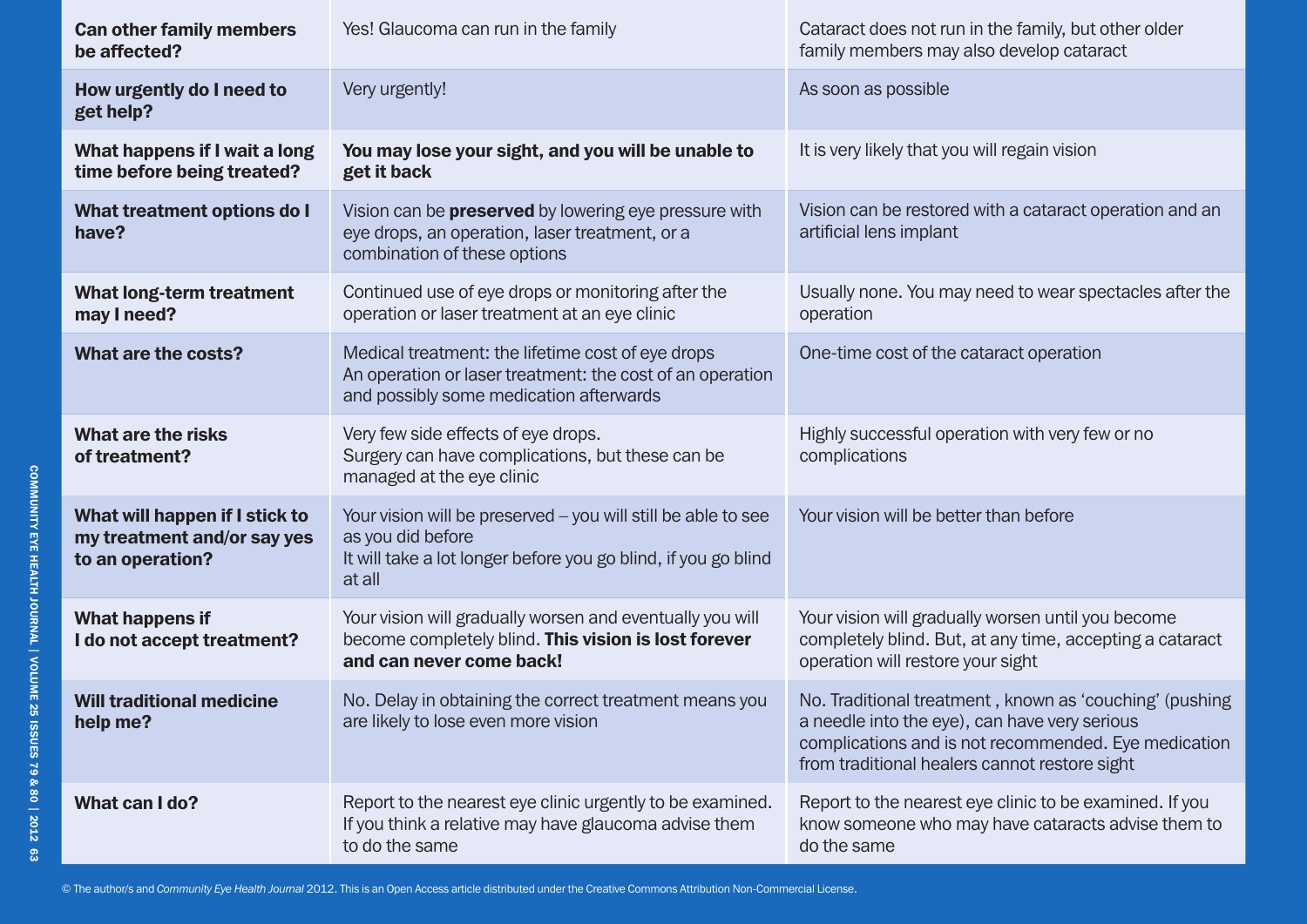| | | |
|---|---|---|
| **Can other family members be affected?** | Yes! Glaucoma can run in the family | Cataract does not run in the family, but other older family members may also develop cataract |
| **How urgently do I need to get help?** | Very urgently! | As soon as possible |
| **What happens if I wait a long time before being treated?** | **You may lose your sight, and you will be unable to get it back** | It is very likely that you will regain vision |
| **What treatment options do I have?** | Vision can be **preserved** by lowering eye pressure with eye drops, an operation, laser treatment, or a combination of these options | Vision can be restored with a cataract operation and an artificial lens implant |
| **What long-term treatment may I need?** | Continued use of eye drops or monitoring after the operation or laser treatment at an eye clinic | Usually none. You may need to wear spectacles after the operation |
| **What are the costs?** | Medical treatment: the lifetime cost of eye drops<br>An operation or laser treatment: the cost of an operation and possibly some medication afterwards | One-time cost of the cataract operation |
| **What are the risks of treatment?** | Very few side effects of eye drops.<br>Surgery can have complications, but these can be managed at the eye clinic | Highly successful operation with very few or no complications |
| **What will happen if I stick to my treatment and/or say yes to an operation?** | Your vision will be preserved – you will still be able to see as you did before<br>It will take a lot longer before you go blind, if you go blind at all | Your vision will be better than before |
| **What happens if I do not accept treatment?** | Your vision will gradually worsen and eventually you will become completely blind. **This vision is lost forever and can never come back!** | Your vision will gradually worsen until you become completely blind. But, at any time, accepting a cataract operation will restore your sight |
| **Will traditional medicine help me?** | No. Delay in obtaining the correct treatment means you are likely to lose even more vision | No. Traditional treatment , known as 'couching' (pushing a needle into the eye), can have very serious complications and is not recommended. Eye medication from traditional healers cannot restore sight |
| **What can I do?** | Report to the nearest eye clinic urgently to be examined. If you think a relative may have glaucoma advise them to do the same | Report to the nearest eye clinic to be examined. If you know someone who may have cataracts advise them to do the same |

© The author/s and *Community Eye Health Journal* 2012. This is an Open Access article distributed under the Creative Commons Attribution Non-Commercial License.